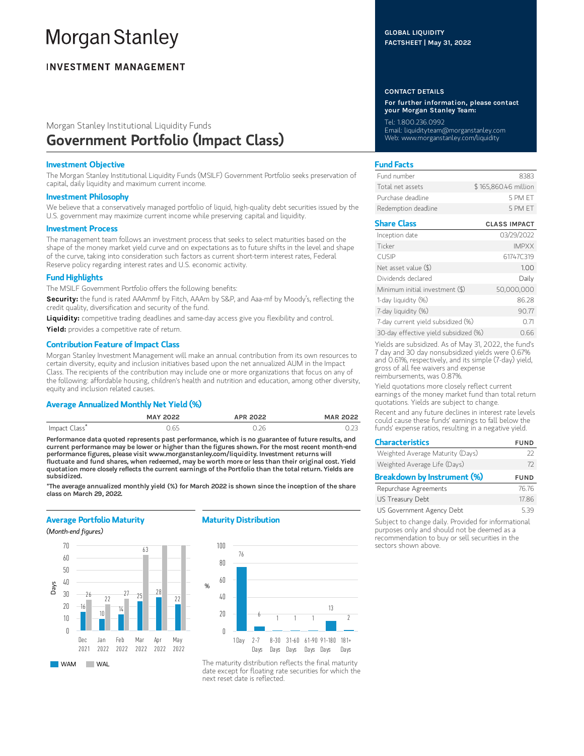# Morgan Stanley

**INVESTMENT MANAGEMENT**

**GLOBAL LIQUIDITY FACTSHEET | May 31, 2022**

Morgan Stanley Institutional Liquidity Funds

## Government Portfolio (Impact Class)

### Investment Objective

The Morgan Stanley Institutional Liquidity Funds (MSILF) Government Portfolio seeks preservation of capital, daily liquidity and maximum current income.

### Investment Philosophy

We believe that a conservatively managed portfolio of liquid, high-quality debt securities issued by the U.S. government may maximize current income while preserving capital and liquidity.

### Investment Process

The management team follows an investment process that seeks to select maturities based on the shape of the money market yield curve and on expectations as to future shifts in the level and shape of the curve, taking into consideration such factors as current short-term interest rates, Federal Reserve policy regarding interest rates and U.S. economic activity.

### Fund Highlights

The MSILF Government Portfolio offers the following benefits:

**Security:** the fund is rated AAAmmf by Fitch, AAAm by S&P, and Aaa-mf by Moody's, reflecting the credit quality, diversification and security of the fund.

**Liquidity:** competitive trading deadlines and same-day access give you flexibility and control.

**Yield:** provides a competitive rate of return.

### Contribution Feature of Impact Class

Morgan Stanley Investment Management will make an annual contribution from its own resources to certain diversity, equity and inclusion initiatives based upon the net annualized AUM in the Impact Class. The recipients of the contribution may include one or more organizations that focus on any of the following: affordable housing, children's health and nutrition and education, among other diversity, equity and inclusion related causes.

### Average Annualized Monthly Net Yield (%)

| | MAY 2022 | APR 2022 | MAR 2022 |
|---|---|---|---|
| Impact Class* | 0.65 | 0.26 | 0.23 |

**Performance data quoted represents past performance, which is no guarantee of future results, and current performance may be lower or higher than the figures shown. For the most recent month-end performance figures, please visit www.morganstanley.com/liquidity. Investment returns will fluctuate and fund shares, when redeemed, may be worth more or less than their original cost. Yield quotation more closely reflects the current earnings of the Portfolio than the total return. Yields are subsidized.**

**\*The average annualized monthly yield (%) for March 2022 is shown since the inception of the share class on March 29, 2022.**

### Average Portfolio Maturity

*(Month-end figures)*

| Days | Dec 2021 | Jan 2022 | Feb 2022 | Mar 2022 | Apr 2022 | May 2022 |
|---|---|---|---|---|---|---|
| WAM | 16 | 10 | 14 | 25 | 28 | 22 |
| WAL | 26 | 22 | 27 | 63 | | |

### Maturity Distribution

| | 1 Day | 2-7 Days | 8-30 Days | 31-60 Days | 61-90 Days | 91-180 Days | 181+ Days |
|---|---|---|---|---|---|---|---|
| % | 76 | 6 | 1 | 1 | 1 | 13 | 2 |

The maturity distribution reflects the final maturity date except for floating rate securities for which the next reset date is reflected.

### CONTACT DETAILS

**For further information, please contact your Morgan Stanley Team:**

Tel: 1.800.236.0992
Email: liquidityteam@morganstanley.com
Web: www.morganstanley.com/liquidity

### Fund Facts

| | |
|---|---|
| Fund number | 8383 |
| Total net assets | $ 165,860.46 million |
| Purchase deadline | 5 PM ET |
| Redemption deadline | 5 PM ET |

### Share Class

| | CLASS IMPACT |
|---|---|
| Inception date | 03/29/2022 |
| Ticker | IMPXX |
| CUSIP | 61747C319 |
| Net asset value ($) | 1.00 |
| Dividends declared | Daily |
| Minimum initial investment ($) | 50,000,000 |
| 1-day liquidity (%) | 86.28 |
| 7-day liquidity (%) | 90.77 |
| 7-day current yield subsidized (%) | 0.71 |
| 30-day effective yield subsidized (%) | 0.66 |

Yields are subsidized. As of May 31, 2022, the fund's 7 day and 30 day nonsubsidized yields were 0.67% and 0.61%, respectively, and its simple (7-day) yield, gross of all fee waivers and expense reimbursements, was 0.87%.

Yield quotations more closely reflect current earnings of the money market fund than total return quotations. Yields are subject to change.

Recent and any future declines in interest rate levels could cause these funds' earnings to fall below the funds' expense ratios, resulting in a negative yield.

### Characteristics

| | FUND |
|---|---|
| Weighted Average Maturity (Days) | 22 |
| Weighted Average Life (Days) | 72 |

### Breakdown by Instrument (%)

| | FUND |
|---|---|
| Repurchase Agreements | 76.76 |
| US Treasury Debt | 17.86 |
| US Government Agency Debt | 5.39 |

Subject to change daily. Provided for informational purposes only and should not be deemed as a recommendation to buy or sell securities in the sectors shown above.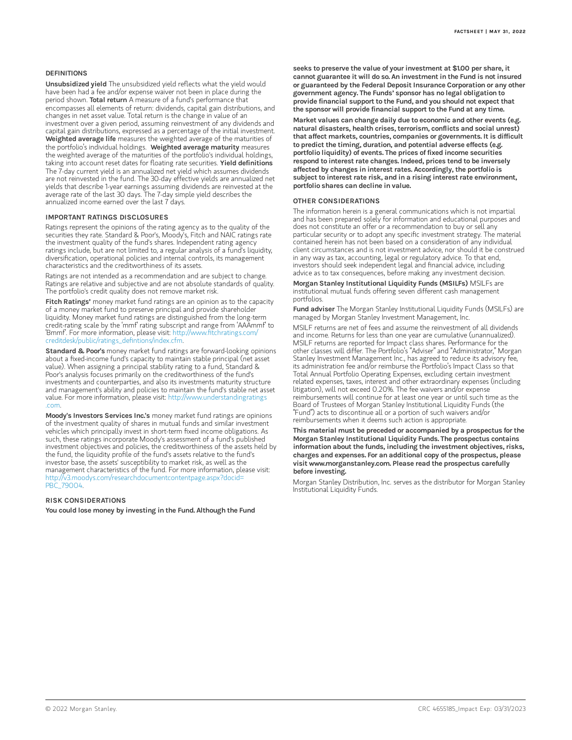## DEFINITIONS

**Unsubsidized yield** The unsubsidized yield reflects what the yield would have been had a fee and/or expense waiver not been in place during the period shown. **Total return** A measure of a fund's performance that encompasses all elements of return: dividends, capital gain distributions, and changes in net asset value. Total return is the change in value of an investment over a given period, assuming reinvestment of any dividends and capital gain distributions, expressed as a percentage of the initial investment. **Weighted average life** measures the weighted average of the maturities of the portfolio's individual holdings. **Weighted average maturity** measures the weighted average of the maturities of the portfolio's individual holdings, taking into account reset dates for floating rate securities. **Yield definitions** The 7-day current yield is an annualized net yield which assumes dividends are not reinvested in the fund. The 30-day effective yields are annualized net yields that describe 1-year earnings assuming dividends are reinvested at the average rate of the last 30 days. The 7-day simple yield describes the annualized income earned over the last 7 days.

## IMPORTANT RATINGS DISCLOSURES

Ratings represent the opinions of the rating agency as to the quality of the securities they rate. Standard & Poor's, Moody's, Fitch and NAIC ratings rate the investment quality of the fund's shares. Independent rating agency ratings include, but are not limited to, a regular analysis of a fund's liquidity, diversification, operational policies and internal controls, its management characteristics and the creditworthiness of its assets.

Ratings are not intended as a recommendation and are subject to change. Ratings are relative and subjective and are not absolute standards of quality. The portfolio's credit quality does not remove market risk.

**Fitch Ratings'** money market fund ratings are an opinion as to the capacity of a money market fund to preserve principal and provide shareholder liquidity. Money market fund ratings are distinguished from the long-term credit-rating scale by the 'mmf' rating subscript and range from 'AAAmmf' to 'Bmmf'. For more information, please visit: http://www.fitchratings.com/creditdesk/public/ratings_defintions/index.cfm.

**Standard & Poor's** money market fund ratings are forward-looking opinions about a fixed-income fund's capacity to maintain stable principal (net asset value). When assigning a principal stability rating to a fund, Standard & Poor's analysis focuses primarily on the creditworthiness of the fund's investments and counterparties, and also its investments maturity structure and management's ability and policies to maintain the fund's stable net asset value. For more information, please visit: http://www.understandingratings.com.

**Moody's Investors Services Inc.'s** money market fund ratings are opinions of the investment quality of shares in mutual funds and similar investment vehicles which principally invest in short-term fixed income obligations. As such, these ratings incorporate Moody's assessment of a fund's published investment objectives and policies, the creditworthiness of the assets held by the fund, the liquidity profile of the fund's assets relative to the fund's investor base, the assets' susceptibility to market risk, as well as the management characteristics of the fund. For more information, please visit: http://v3.moodys.com/researchdocumentcontentpage.aspx?docid=PBC_79004.

## RISK CONSIDERATIONS

**You could lose money by investing in the Fund. Although the Fund seeks to preserve the value of your investment at $1.00 per share, it cannot guarantee it will do so. An investment in the Fund is not insured or guaranteed by the Federal Deposit Insurance Corporation or any other government agency. The Funds' sponsor has no legal obligation to provide financial support to the Fund, and you should not expect that the sponsor will provide financial support to the Fund at any time.**

**Market values can change daily due to economic and other events (e.g. natural disasters, health crises, terrorism, conflicts and social unrest) that affect markets, countries, companies or governments. It is difficult to predict the timing, duration, and potential adverse effects (e.g. portfolio liquidity) of events. The prices of fixed income securities respond to interest rate changes. Indeed, prices tend to be inversely affected by changes in interest rates. Accordingly, the portfolio is subject to interest rate risk, and in a rising interest rate environment, portfolio shares can decline in value.**

## OTHER CONSIDERATIONS

The information herein is a general communications which is not impartial and has been prepared solely for information and educational purposes and does not constitute an offer or a recommendation to buy or sell any particular security or to adopt any specific investment strategy. The material contained herein has not been based on a consideration of any individual client circumstances and is not investment advice, nor should it be construed in any way as tax, accounting, legal or regulatory advice. To that end, investors should seek independent legal and financial advice, including advice as to tax consequences, before making any investment decision.

**Morgan Stanley Institutional Liquidity Funds (MSILFs)** MSILFs are institutional mutual funds offering seven different cash management portfolios.

**Fund adviser** The Morgan Stanley Institutional Liquidity Funds (MSILFs) are managed by Morgan Stanley Investment Management, Inc.

MSILF returns are net of fees and assume the reinvestment of all dividends and income. Returns for less than one year are cumulative (unannualized). MSILF returns are reported for Impact class shares. Performance for the other classes will differ. The Portfolio's "Adviser" and "Administrator," Morgan Stanley Investment Management Inc., has agreed to reduce its advisory fee, its administration fee and/or reimburse the Portfolio's Impact Class so that Total Annual Portfolio Operating Expenses, excluding certain investment related expenses, taxes, interest and other extraordinary expenses (including litigation), will not exceed 0.20%. The fee waivers and/or expense reimbursements will continue for at least one year or until such time as the Board of Trustees of Morgan Stanley Institutional Liquidity Funds (the "Fund") acts to discontinue all or a portion of such waivers and/or reimbursements when it deems such action is appropriate.

**This material must be preceded or accompanied by a prospectus for the Morgan Stanley Institutional Liquidity Funds. The prospectus contains information about the funds, including the investment objectives, risks, charges and expenses. For an additional copy of the prospectus, please visit www.morganstanley.com. Please read the prospectus carefully before investing.**

Morgan Stanley Distribution, Inc. serves as the distributor for Morgan Stanley Institutional Liquidity Funds.

© 2022 Morgan Stanley.

CRC 4655185_Impact Exp: 03/31/2023